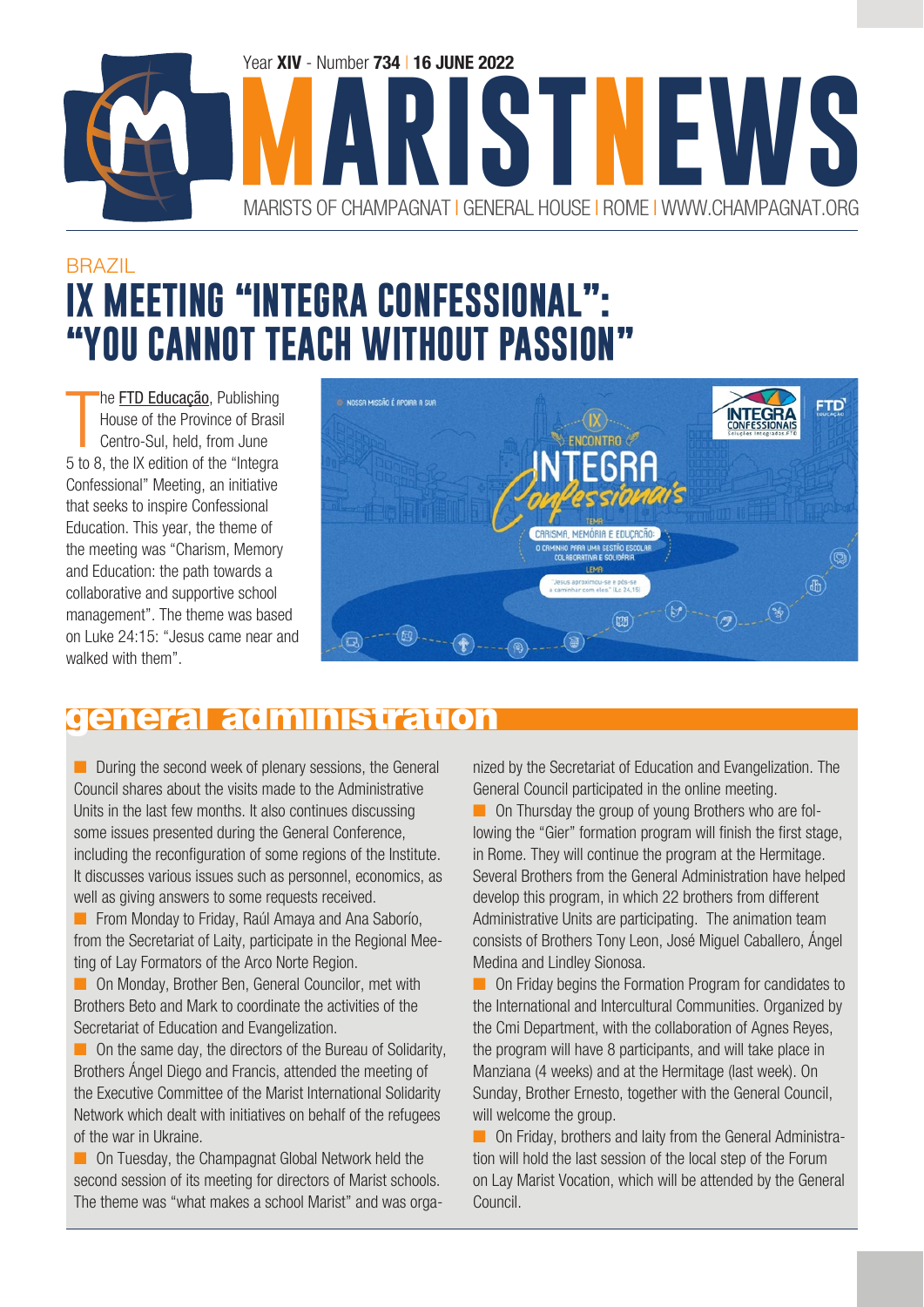Year **XIV** - Number **734** | **16 JUNE 2022**

# MARISTNEWS

MARISTS OF CHAMPAGNAT | GENERAL HOUSE | ROME | WWW.CHAMPAGNAT.ORG

BRAZIL

## IX MEETING "INTEGRA CONFESSIONAL": "YOU CANNOT TEACH WITHOUT PASSION"

The FTD Educação, Publishing House of the Province of Brasil Centro-Sul, held, from June 5 to 8, the IX edition of the "Integra Confessional" Meeting, an initiative that seeks to inspire Confessional Education. This year, the theme of the meeting was "Charism, Memory and Education: the path towards a collaborative and supportive school management". The theme was based on Luke 24:15: "Jesus came near and walked with them".

## general administration

- During the second week of plenary sessions, the General Council shares about the visits made to the Administrative Units in the last few months. It also continues discussing some issues presented during the General Conference, including the reconfiguration of some regions of the Institute. It discusses various issues such as personnel, economics, as well as giving answers to some requests received.
- From Monday to Friday, Raúl Amaya and Ana Saborío, from the Secretariat of Laity, participate in the Regional Meeting of Lay Formators of the Arco Norte Region.
- On Monday, Brother Ben, General Councilor, met with Brothers Beto and Mark to coordinate the activities of the Secretariat of Education and Evangelization.
- On the same day, the directors of the Bureau of Solidarity, Brothers Ángel Diego and Francis, attended the meeting of the Executive Committee of the Marist International Solidarity Network which dealt with initiatives on behalf of the refugees of the war in Ukraine.
- On Tuesday, the Champagnat Global Network held the second session of its meeting for directors of Marist schools. The theme was "what makes a school Marist" and was organized by the Secretariat of Education and Evangelization. The General Council participated in the online meeting.
- On Thursday the group of young Brothers who are following the "Gier" formation program will finish the first stage, in Rome. They will continue the program at the Hermitage. Several Brothers from the General Administration have helped develop this program, in which 22 brothers from different Administrative Units are participating. The animation team consists of Brothers Tony Leon, José Miguel Caballero, Ángel Medina and Lindley Sionosa.
- On Friday begins the Formation Program for candidates to the International and Intercultural Communities. Organized by the Cmi Department, with the collaboration of Agnes Reyes, the program will have 8 participants, and will take place in Manziana (4 weeks) and at the Hermitage (last week). On Sunday, Brother Ernesto, together with the General Council, will welcome the group.
- On Friday, brothers and laity from the General Administration will hold the last session of the local step of the Forum on Lay Marist Vocation, which will be attended by the General Council.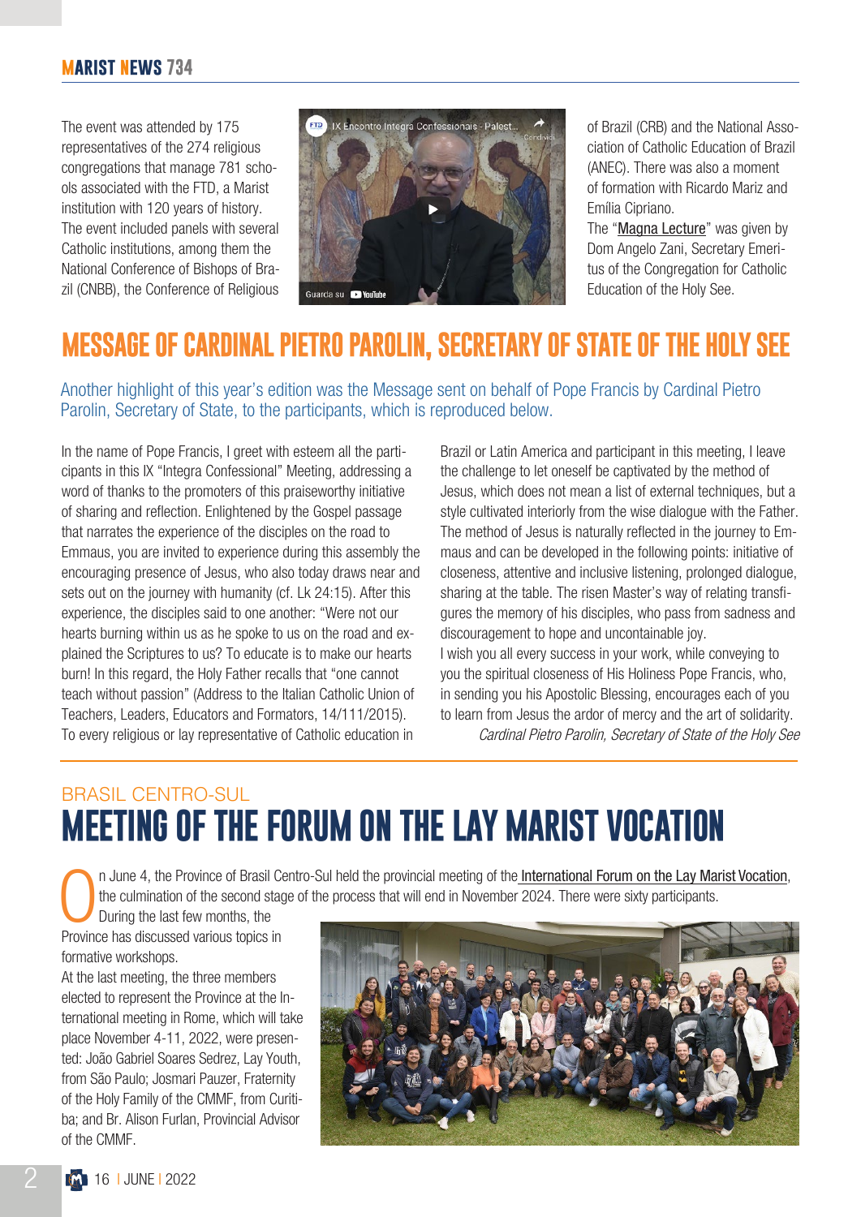The event was attended by 175 representatives of the 274 religious congregations that manage 781 schools associated with the FTD, a Marist institution with 120 years of history. The event included panels with several Catholic institutions, among them the National Conference of Bishops of Brazil (CNBB), the Conference of Religious of Brazil (CRB) and the National Association of Catholic Education of Brazil (ANEC). There was also a moment of formation with Ricardo Mariz and Emília Cipriano.

The "Magna Lecture" was given by Dom Angelo Zani, Secretary Emeritus of the Congregation for Catholic Education of the Holy See.

## MESSAGE OF CARDINAL PIETRO PAROLIN, SECRETARY OF STATE OF THE HOLY SEE

Another highlight of this year's edition was the Message sent on behalf of Pope Francis by Cardinal Pietro Parolin, Secretary of State, to the participants, which is reproduced below.

In the name of Pope Francis, I greet with esteem all the participants in this IX "Integra Confessional" Meeting, addressing a word of thanks to the promoters of this praiseworthy initiative of sharing and reflection. Enlightened by the Gospel passage that narrates the experience of the disciples on the road to Emmaus, you are invited to experience during this assembly the encouraging presence of Jesus, who also today draws near and sets out on the journey with humanity (cf. Lk 24:15). After this experience, the disciples said to one another: "Were not our hearts burning within us as he spoke to us on the road and explained the Scriptures to us? To educate is to make our hearts burn! In this regard, the Holy Father recalls that "one cannot teach without passion" (Address to the Italian Catholic Union of Teachers, Leaders, Educators and Formators, 14/111/2015). To every religious or lay representative of Catholic education in Brazil or Latin America and participant in this meeting, I leave the challenge to let oneself be captivated by the method of Jesus, which does not mean a list of external techniques, but a style cultivated interiorly from the wise dialogue with the Father. The method of Jesus is naturally reflected in the journey to Emmaus and can be developed in the following points: initiative of closeness, attentive and inclusive listening, prolonged dialogue, sharing at the table. The risen Master's way of relating transfigures the memory of his disciples, who pass from sadness and discouragement to hope and uncontainable joy.

I wish you all every success in your work, while conveying to you the spiritual closeness of His Holiness Pope Francis, who, in sending you his Apostolic Blessing, encourages each of you to learn from Jesus the ardor of mercy and the art of solidarity.

*Cardinal Pietro Parolin, Secretary of State of the Holy See*

BRASIL CENTRO-SUL

## MEETING OF THE FORUM ON THE LAY MARIST VOCATION

On June 4, the Province of Brasil Centro-Sul held the provincial meeting of the International Forum on the Lay Marist Vocation, the culmination of the second stage of the process that will end in November 2024. There were sixty participants.

During the last few months, the Province has discussed various topics in formative workshops.

At the last meeting, the three members elected to represent the Province at the International meeting in Rome, which will take place November 4-11, 2022, were presented: João Gabriel Soares Sedrez, Lay Youth, from São Paulo; Josmari Pauzer, Fraternity of the Holy Family of the CMMF, from Curitiba; and Br. Alison Furlan, Provincial Advisor of the CMMF.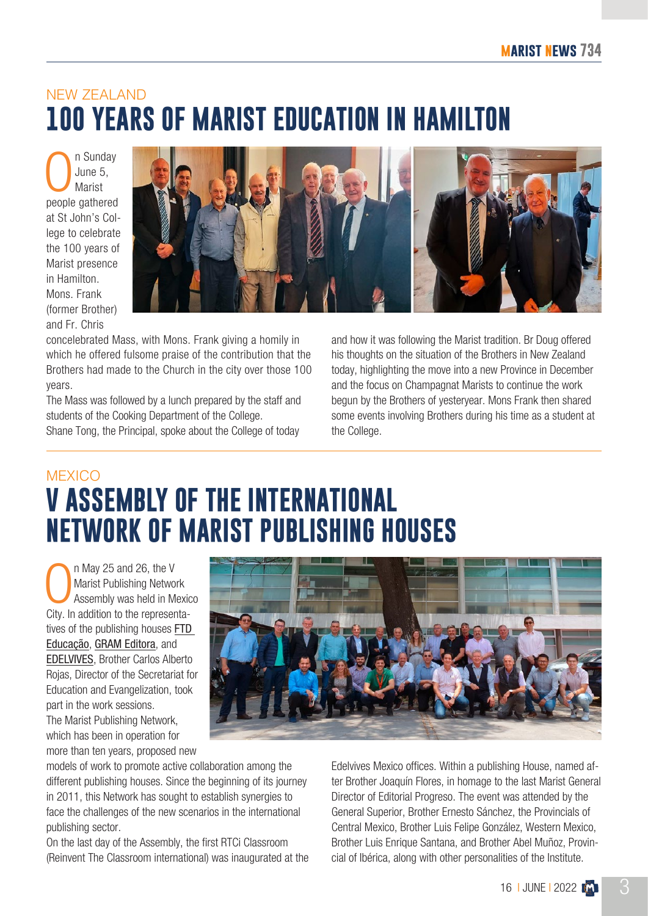NEW ZEALAND

# 100 YEARS OF MARIST EDUCATION IN HAMILTON

On Sunday June 5, Marist people gathered at St John's College to celebrate the 100 years of Marist presence in Hamilton. Mons. Frank (former Brother) and Fr. Chris concelebrated Mass, with Mons. Frank giving a homily in which he offered fulsome praise of the contribution that the Brothers had made to the Church in the city over those 100 years.

The Mass was followed by a lunch prepared by the staff and students of the Cooking Department of the College.

Shane Tong, the Principal, spoke about the College of today and how it was following the Marist tradition. Br Doug offered his thoughts on the situation of the Brothers in New Zealand today, highlighting the move into a new Province in December and the focus on Champagnat Marists to continue the work begun by the Brothers of yesteryear. Mons Frank then shared some events involving Brothers during his time as a student at the College.

MEXICO

# V ASSEMBLY OF THE INTERNATIONAL NETWORK OF MARIST PUBLISHING HOUSES

On May 25 and 26, the V Marist Publishing Network Assembly was held in Mexico City. In addition to the representatives of the publishing houses FTD Educação, GRAM Editora, and EDELVIVES, Brother Carlos Alberto Rojas, Director of the Secretariat for Education and Evangelization, took part in the work sessions.

The Marist Publishing Network, which has been in operation for more than ten years, proposed new models of work to promote active collaboration among the different publishing houses. Since the beginning of its journey in 2011, this Network has sought to establish synergies to face the challenges of the new scenarios in the international publishing sector.

On the last day of the Assembly, the first RTCi Classroom (Reinvent The Classroom international) was inaugurated at the Edelvives Mexico offices. Within a publishing House, named after Brother Joaquín Flores, in homage to the last Marist General Director of Editorial Progreso. The event was attended by the General Superior, Brother Ernesto Sánchez, the Provincials of Central Mexico, Brother Luis Felipe González, Western Mexico, Brother Luis Enrique Santana, and Brother Abel Muñoz, Provincial of Ibérica, along with other personalities of the Institute.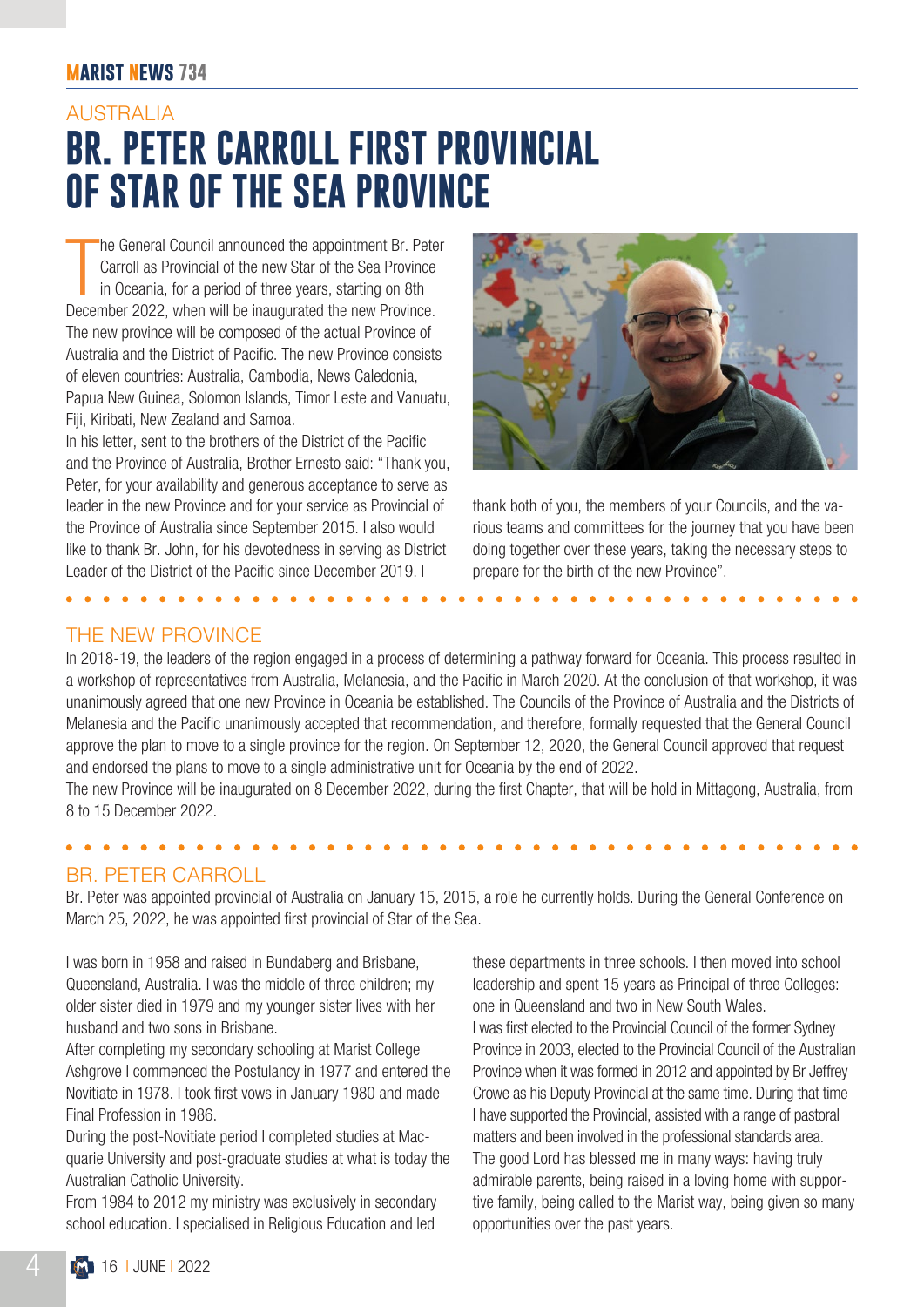AUSTRALIA

# BR. PETER CARROLL FIRST PROVINCIAL OF STAR OF THE SEA PROVINCE

The General Council announced the appointment Br. Peter Carroll as Provincial of the new Star of the Sea Province in Oceania, for a period of three years, starting on 8th December 2022, when will be inaugurated the new Province. The new province will be composed of the actual Province of Australia and the District of Pacific. The new Province consists of eleven countries: Australia, Cambodia, News Caledonia, Papua New Guinea, Solomon Islands, Timor Leste and Vanuatu, Fiji, Kiribati, New Zealand and Samoa.

In his letter, sent to the brothers of the District of the Pacific and the Province of Australia, Brother Ernesto said: "Thank you, Peter, for your availability and generous acceptance to serve as leader in the new Province and for your service as Provincial of the Province of Australia since September 2015. I also would like to thank Br. John, for his devotedness in serving as District Leader of the District of the Pacific since December 2019. I thank both of you, the members of your Councils, and the various teams and committees for the journey that you have been doing together over these years, taking the necessary steps to prepare for the birth of the new Province".

## THE NEW PROVINCE

In 2018-19, the leaders of the region engaged in a process of determining a pathway forward for Oceania. This process resulted in a workshop of representatives from Australia, Melanesia, and the Pacific in March 2020. At the conclusion of that workshop, it was unanimously agreed that one new Province in Oceania be established. The Councils of the Province of Australia and the Districts of Melanesia and the Pacific unanimously accepted that recommendation, and therefore, formally requested that the General Council approve the plan to move to a single province for the region. On September 12, 2020, the General Council approved that request and endorsed the plans to move to a single administrative unit for Oceania by the end of 2022.

The new Province will be inaugurated on 8 December 2022, during the first Chapter, that will be hold in Mittagong, Australia, from 8 to 15 December 2022.

## BR. PETER CARROLL

Br. Peter was appointed provincial of Australia on January 15, 2015, a role he currently holds. During the General Conference on March 25, 2022, he was appointed first provincial of Star of the Sea.

I was born in 1958 and raised in Bundaberg and Brisbane, Queensland, Australia. I was the middle of three children; my older sister died in 1979 and my younger sister lives with her husband and two sons in Brisbane.

After completing my secondary schooling at Marist College Ashgrove I commenced the Postulancy in 1977 and entered the Novitiate in 1978. I took first vows in January 1980 and made Final Profession in 1986.

During the post-Novitiate period I completed studies at Macquarie University and post-graduate studies at what is today the Australian Catholic University.

From 1984 to 2012 my ministry was exclusively in secondary school education. I specialised in Religious Education and led these departments in three schools. I then moved into school leadership and spent 15 years as Principal of three Colleges: one in Queensland and two in New South Wales.

I was first elected to the Provincial Council of the former Sydney Province in 2003, elected to the Provincial Council of the Australian Province when it was formed in 2012 and appointed by Br Jeffrey Crowe as his Deputy Provincial at the same time. During that time I have supported the Provincial, assisted with a range of pastoral matters and been involved in the professional standards area.

The good Lord has blessed me in many ways: having truly admirable parents, being raised in a loving home with supportive family, being called to the Marist way, being given so many opportunities over the past years.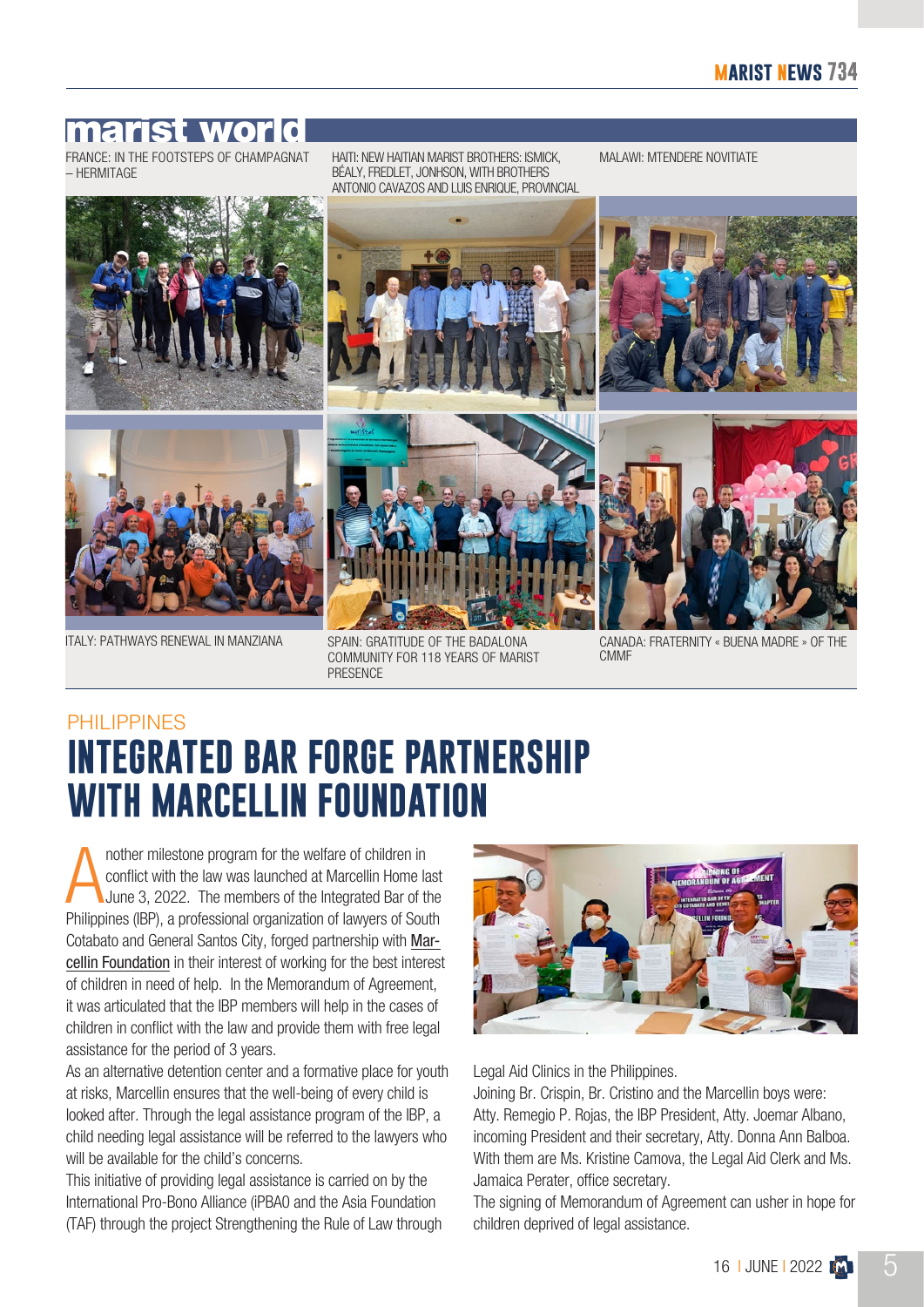## marist world

FRANCE: IN THE FOOTSTEPS OF CHAMPAGNAT – HERMITAGE

HAITI: NEW HAITIAN MARIST BROTHERS: ISMICK, BÉALY, FREDLET, JONHSON, WITH BROTHERS ANTONIO CAVAZOS AND LUIS ENRIQUE, PROVINCIAL

MALAWI: MTENDERE NOVITIATE

ITALY: PATHWAYS RENEWAL IN MANZIANA

SPAIN: GRATITUDE OF THE BADALONA COMMUNITY FOR 118 YEARS OF MARIST PRESENCE

CANADA: FRATERNITY « BUENA MADRE » OF THE CMMF

PHILIPPINES

# INTEGRATED BAR FORGE PARTNERSHIP WITH MARCELLIN FOUNDATION

Another milestone program for the welfare of children in conflict with the law was launched at Marcellin Home last June 3, 2022. The members of the Integrated Bar of the Philippines (IBP), a professional organization of lawyers of South Cotabato and General Santos City, forged partnership with Marcellin Foundation in their interest of working for the best interest of children in need of help. In the Memorandum of Agreement, it was articulated that the IBP members will help in the cases of children in conflict with the law and provide them with free legal assistance for the period of 3 years.

As an alternative detention center and a formative place for youth at risks, Marcellin ensures that the well-being of every child is looked after. Through the legal assistance program of the IBP, a child needing legal assistance will be referred to the lawyers who will be available for the child's concerns.

This initiative of providing legal assistance is carried on by the International Pro-Bono Alliance (iPBAO and the Asia Foundation (TAF) through the project Strengthening the Rule of Law through Legal Aid Clinics in the Philippines.

Joining Br. Crispin, Br. Cristino and the Marcellin boys were: Atty. Remegio P. Rojas, the IBP President, Atty. Joemar Albano, incoming President and their secretary, Atty. Donna Ann Balboa. With them are Ms. Kristine Camova, the Legal Aid Clerk and Ms. Jamaica Perater, office secretary.

The signing of Memorandum of Agreement can usher in hope for children deprived of legal assistance.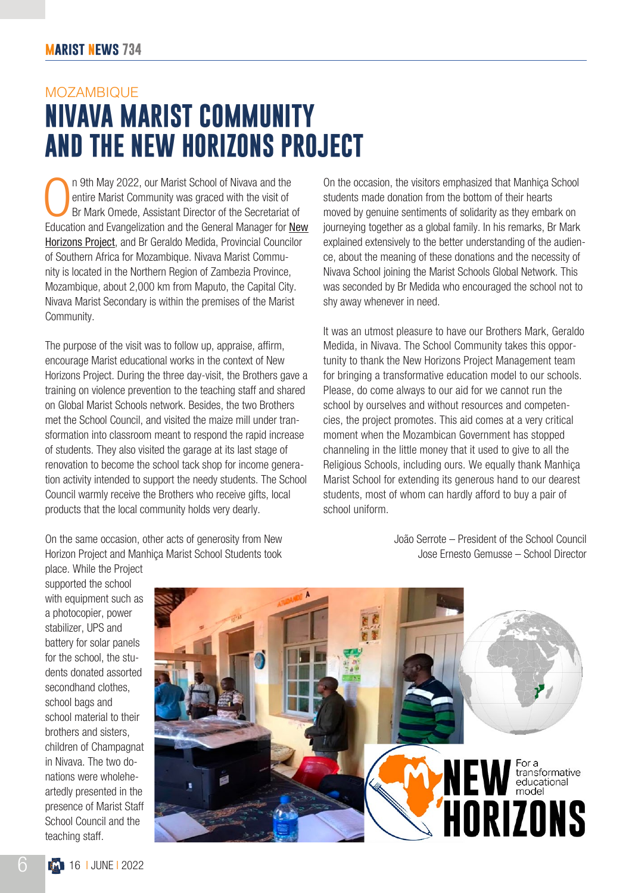MOZAMBIQUE

# NIVAVA MARIST COMMUNITY AND THE NEW HORIZONS PROJECT

On 9th May 2022, our Marist School of Nivava and the entire Marist Community was graced with the visit of Br Mark Omede, Assistant Director of the Secretariat of Education and Evangelization and the General Manager for New Horizons Project, and Br Geraldo Medida, Provincial Councilor of Southern Africa for Mozambique. Nivava Marist Community is located in the Northern Region of Zambezia Province, Mozambique, about 2,000 km from Maputo, the Capital City. Nivava Marist Secondary is within the premises of the Marist Community.

The purpose of the visit was to follow up, appraise, affirm, encourage Marist educational works in the context of New Horizons Project. During the three day-visit, the Brothers gave a training on violence prevention to the teaching staff and shared on Global Marist Schools network. Besides, the two Brothers met the School Council, and visited the maize mill under transformation into classroom meant to respond the rapid increase of students. They also visited the garage at its last stage of renovation to become the school tack shop for income generation activity intended to support the needy students. The School Council warmly receive the Brothers who receive gifts, local products that the local community holds very dearly.

On the same occasion, other acts of generosity from New Horizon Project and Manhiça Marist School Students took place. While the Project supported the school with equipment such as a photocopier, power stabilizer, UPS and battery for solar panels for the school, the students donated assorted secondhand clothes, school bags and school material to their brothers and sisters, children of Champagnat in Nivava. The two donations were wholeheartedly presented in the presence of Marist Staff School Council and the teaching staff.

On the occasion, the visitors emphasized that Manhiça School students made donation from the bottom of their hearts moved by genuine sentiments of solidarity as they embark on journeying together as a global family. In his remarks, Br Mark explained extensively to the better understanding of the audience, about the meaning of these donations and the necessity of Nivava School joining the Marist Schools Global Network. This was seconded by Br Medida who encouraged the school not to shy away whenever in need.

It was an utmost pleasure to have our Brothers Mark, Geraldo Medida, in Nivava. The School Community takes this opportunity to thank the New Horizons Project Management team for bringing a transformative education model to our schools. Please, do come always to our aid for we cannot run the school by ourselves and without resources and competencies, the project promotes. This aid comes at a very critical moment when the Mozambican Government has stopped channeling in the little money that it used to give to all the Religious Schools, including ours. We equally thank Manhiça Marist School for extending its generous hand to our dearest students, most of whom can hardly afford to buy a pair of school uniform.

João Serrote – President of the School Council
Jose Ernesto Gemusse – School Director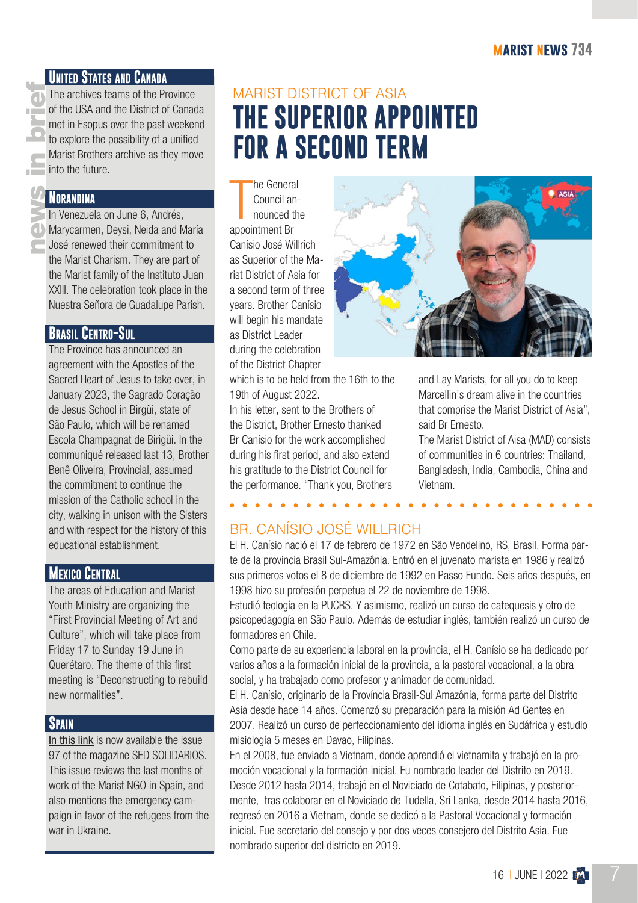## news in brief

### United States and Canada

The archives teams of the Province of the USA and the District of Canada met in Esopus over the past weekend to explore the possibility of a unified Marist Brothers archive as they move into the future.

### Norandina

In Venezuela on June 6, Andrés, Marycarmen, Deysi, Neida and María José renewed their commitment to the Marist Charism. They are part of the Marist family of the Instituto Juan XXIII. The celebration took place in the Nuestra Señora de Guadalupe Parish.

### Brasil Centro-Sul

The Province has announced an agreement with the Apostles of the Sacred Heart of Jesus to take over, in January 2023, the Sagrado Coração de Jesus School in Birgüi, state of São Paulo, which will be renamed Escola Champagnat de Birigüi. In the communiqué released last 13, Brother Benê Oliveira, Provincial, assumed the commitment to continue the mission of the Catholic school in the city, walking in unison with the Sisters and with respect for the history of this educational establishment.

### Mexico Central

The areas of Education and Marist Youth Ministry are organizing the "First Provincial Meeting of Art and Culture", which will take place from Friday 17 to Sunday 19 June in Querétaro. The theme of this first meeting is "Deconstructing to rebuild new normalities".

### Spain

In this link is now available the issue 97 of the magazine SED SOLIDARIOS. This issue reviews the last months of work of the Marist NGO in Spain, and also mentions the emergency campaign in favor of the refugees from the war in Ukraine.

---

MARIST DISTRICT OF ASIA

# THE SUPERIOR APPOINTED FOR A SECOND TERM

The General Council announced the appointment Br Canísio José Willrich as Superior of the Marist District of Asia for a second term of three years. Brother Canísio will begin his mandate as District Leader during the celebration of the District Chapter which is to be held from the 16th to the 19th of August 2022.

In his letter, sent to the Brothers of the District, Brother Ernesto thanked Br Canísio for the work accomplished during his first period, and also extend his gratitude to the District Council for the performance. "Thank you, Brothers and Lay Marists, for all you do to keep Marcellin's dream alive in the countries that comprise the Marist District of Asia", said Br Ernesto.

The Marist District of Aisa (MAD) consists of communities in 6 countries: Thailand, Bangladesh, India, Cambodia, China and Vietnam.

## BR. CANÍSIO JOSÉ WILLRICH

El H. Canísio nació el 17 de febrero de 1972 en São Vendelino, RS, Brasil. Forma parte de la provincia Brasil Sul-Amazônia. Entró en el juvenato marista en 1986 y realizó sus primeros votos el 8 de diciembre de 1992 en Passo Fundo. Seis años después, en 1998 hizo su profesión perpetua el 22 de noviembre de 1998.

Estudió teología en la PUCRS. Y asimismo, realizó un curso de catequesis y otro de psicopedagogía en São Paulo. Además de estudiar inglés, también realizó un curso de formadores en Chile.

Como parte de su experiencia laboral en la provincia, el H. Canísio se ha dedicado por varios años a la formación inicial de la provincia, a la pastoral vocacional, a la obra social, y ha trabajado como profesor y animador de comunidad.

El H. Canísio, originario de la Província Brasil-Sul Amazônia, forma parte del Distrito Asia desde hace 14 años. Comenzó su preparación para la misión Ad Gentes en 2007. Realizó un curso de perfeccionamiento del idioma inglés en Sudáfrica y estudio misiología 5 meses en Davao, Filipinas.

En el 2008, fue enviado a Vietnam, donde aprendió el vietnamita y trabajó en la promoción vocacional y la formación inicial. Fu nombrado leader del Distrito en 2019. Desde 2012 hasta 2014, trabajó en el Noviciado de Cotabato, Filipinas, y posteriormente, tras colaborar en el Noviciado de Tudella, Sri Lanka, desde 2014 hasta 2016, regresó en 2016 a Vietnam, donde se dedicó a la Pastoral Vocacional y formación inicial. Fue secretario del consejo y por dos veces consejero del Distrito Asia. Fue nombrado superior del districto en 2019.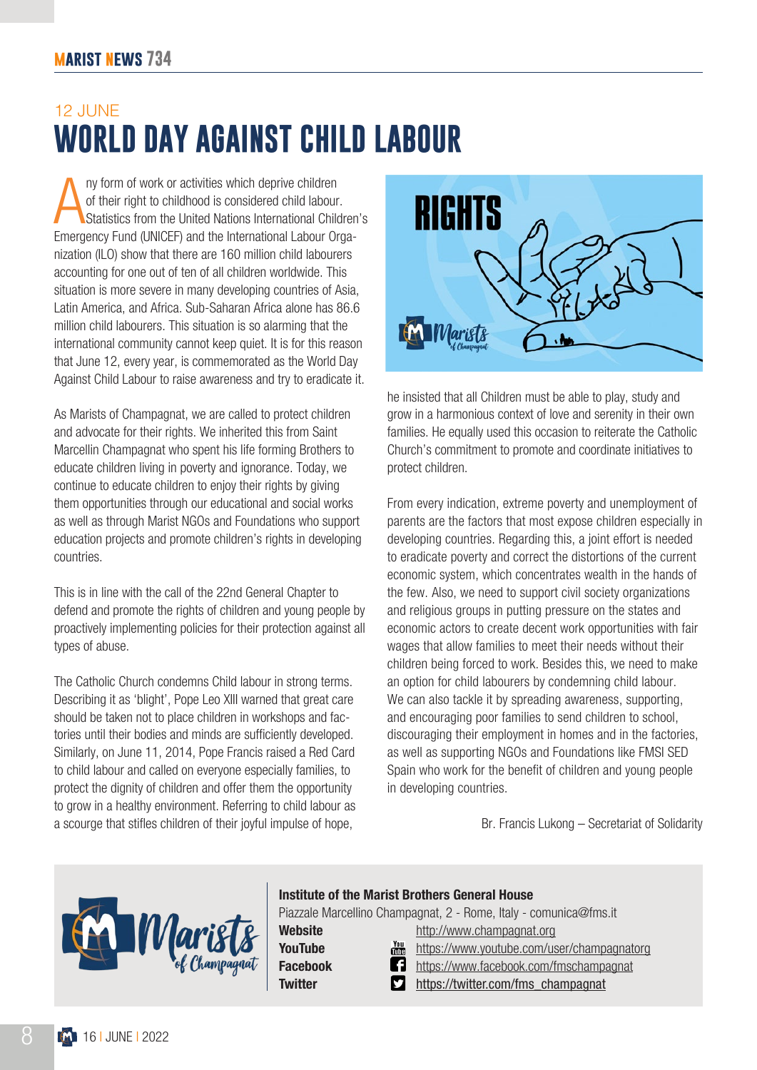12 JUNE

# WORLD DAY AGAINST CHILD LABOUR

Any form of work or activities which deprive children of their right to childhood is considered child labour. Statistics from the United Nations International Children's Emergency Fund (UNICEF) and the International Labour Organization (ILO) show that there are 160 million child labourers accounting for one out of ten of all children worldwide. This situation is more severe in many developing countries of Asia, Latin America, and Africa. Sub-Saharan Africa alone has 86.6 million child labourers. This situation is so alarming that the international community cannot keep quiet. It is for this reason that June 12, every year, is commemorated as the World Day Against Child Labour to raise awareness and try to eradicate it.

As Marists of Champagnat, we are called to protect children and advocate for their rights. We inherited this from Saint Marcellin Champagnat who spent his life forming Brothers to educate children living in poverty and ignorance. Today, we continue to educate children to enjoy their rights by giving them opportunities through our educational and social works as well as through Marist NGOs and Foundations who support education projects and promote children's rights in developing countries.

This is in line with the call of the 22nd General Chapter to defend and promote the rights of children and young people by proactively implementing policies for their protection against all types of abuse.

The Catholic Church condemns Child labour in strong terms. Describing it as 'blight', Pope Leo XIII warned that great care should be taken not to place children in workshops and factories until their bodies and minds are sufficiently developed. Similarly, on June 11, 2014, Pope Francis raised a Red Card to child labour and called on everyone especially families, to protect the dignity of children and offer them the opportunity to grow in a healthy environment. Referring to child labour as a scourge that stifles children of their joyful impulse of hope, he insisted that all Children must be able to play, study and grow in a harmonious context of love and serenity in their own families. He equally used this occasion to reiterate the Catholic Church's commitment to promote and coordinate initiatives to protect children.

From every indication, extreme poverty and unemployment of parents are the factors that most expose children especially in developing countries. Regarding this, a joint effort is needed to eradicate poverty and correct the distortions of the current economic system, which concentrates wealth in the hands of the few. Also, we need to support civil society organizations and religious groups in putting pressure on the states and economic actors to create decent work opportunities with fair wages that allow families to meet their needs without their children being forced to work. Besides this, we need to make an option for child labourers by condemning child labour. We can also tackle it by spreading awareness, supporting, and encouraging poor families to send children to school, discouraging their employment in homes and in the factories, as well as supporting NGOs and Foundations like FMSI SED Spain who work for the benefit of children and young people in developing countries.

Br. Francis Lukong – Secretariat of Solidarity

**Institute of the Marist Brothers General House**
Piazzale Marcellino Champagnat, 2 - Rome, Italy - comunica@fms.it

**Website** http://www.champagnat.org
**YouTube** https://www.youtube.com/user/champagnatorg
**Facebook** https://www.facebook.com/fmschampagnat
**Twitter** https://twitter.com/fms_champagnat